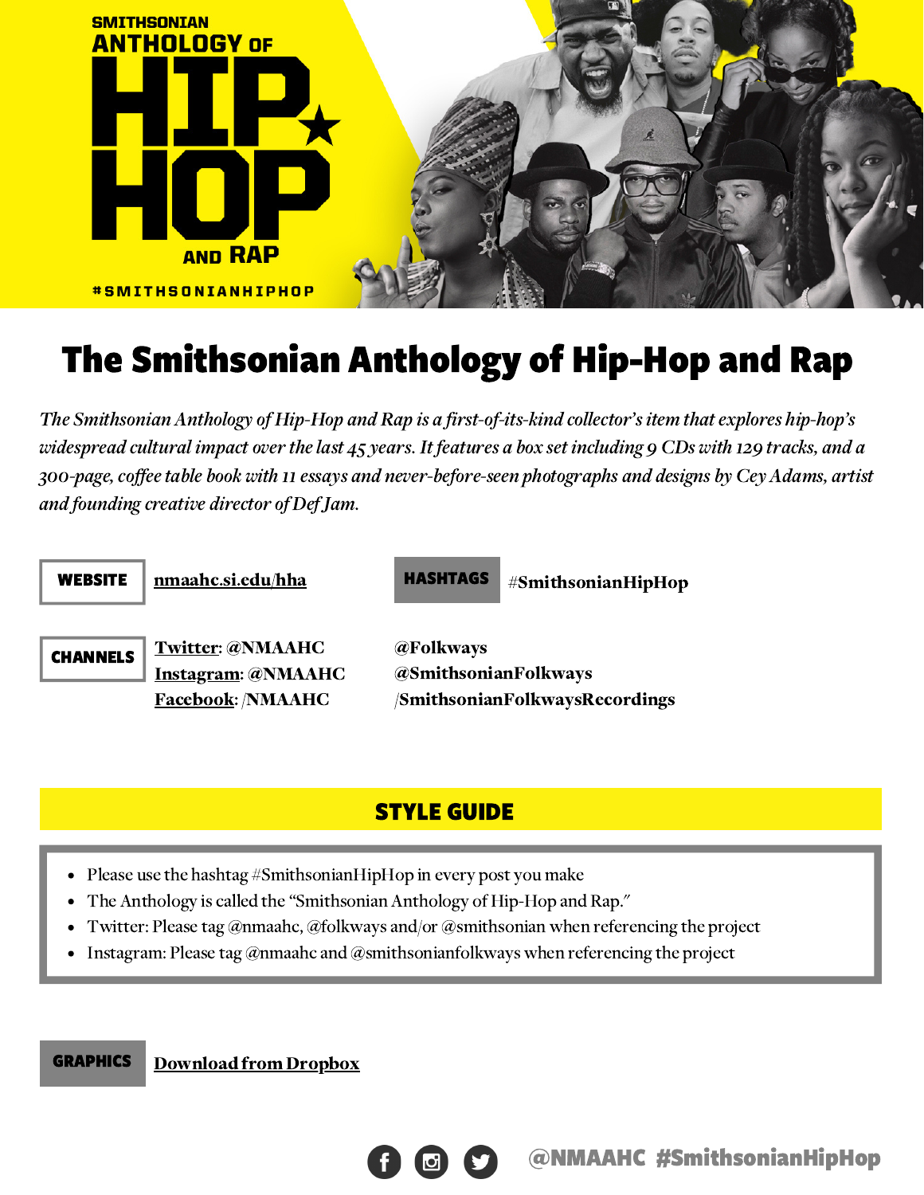SMITHSONIAN
ANTHOLOGY OF
HIP-HOP
AND RAP

#SMITHSONIANHIPHOP

# The Smithsonian Anthology of Hip-Hop and Rap

*The Smithsonian Anthology of Hip-Hop and Rap is a first-of-its-kind collector's item that explores hip-hop's widespread cultural impact over the last 45 years. It features a box set including 9 CDs with 129 tracks, and a 300-page, coffee table book with 11 essays and never-before-seen photographs and designs by Cey Adams, artist and founding creative director of Def Jam.*

**WEBSITE** [nmaahc.si.edu/hha](nmaahc.si.edu/hha)

**HASHTAGS** #SmithsonianHipHop

**CHANNELS**

**Twitter**: @NMAAHC
**Instagram**: @NMAAHC
**Facebook**: /NMAAHC

**@Folkways**
**@SmithsonianFolkways**
**/SmithsonianFolkwaysRecordings**

## STYLE GUIDE

- Please use the hashtag #SmithsonianHipHop in every post you make
- The Anthology is called the "Smithsonian Anthology of Hip-Hop and Rap."
- Twitter: Please tag @nmaahc, @folkways and/or @smithsonian when referencing the project
- Instagram: Please tag @nmaahc and @smithsonianfolkways when referencing the project

**GRAPHICS** Download from Dropbox

@NMAAHC #SmithsonianHipHop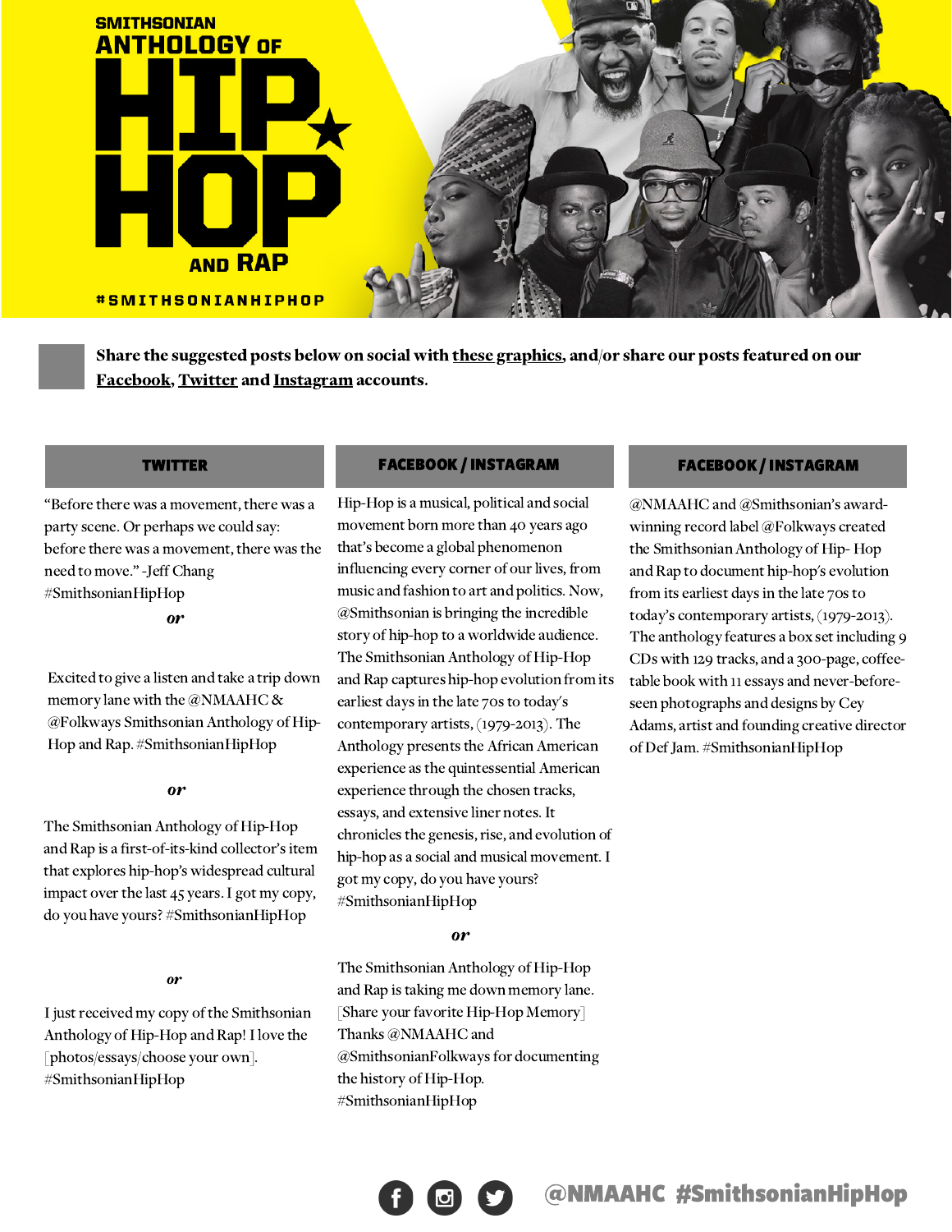SMITHSONIAN

# ANTHOLOGY OF HIP-HOP AND RAP

#SMITHSONIANHIPHOP

**Share the suggested posts below on social with these graphics, and/or share our posts featured on our Facebook, Twitter and Instagram accounts.**

## TWITTER

"Before there was a movement, there was a party scene. Or perhaps we could say: before there was a movement, there was the need to move." -Jeff Chang #SmithsonianHipHop

*or*

Excited to give a listen and take a trip down memory lane with the @NMAAHC & @Folkways Smithsonian Anthology of Hip-Hop and Rap. #SmithsonianHipHop

*or*

The Smithsonian Anthology of Hip-Hop and Rap is a first-of-its-kind collector's item that explores hip-hop's widespread cultural impact over the last 45 years. I got my copy, do you have yours? #SmithsonianHipHop

*or*

I just received my copy of the Smithsonian Anthology of Hip-Hop and Rap! I love the [photos/essays/choose your own]. #SmithsonianHipHop

## FACEBOOK / INSTAGRAM

Hip-Hop is a musical, political and social movement born more than 40 years ago that's become a global phenomenon influencing every corner of our lives, from music and fashion to art and politics. Now, @Smithsonian is bringing the incredible story of hip-hop to a worldwide audience. The Smithsonian Anthology of Hip-Hop and Rap captures hip-hop evolution from its earliest days in the late 70s to today's contemporary artists, (1979-2013). The Anthology presents the African American experience as the quintessential American experience through the chosen tracks, essays, and extensive liner notes. It chronicles the genesis, rise, and evolution of hip-hop as a social and musical movement. I got my copy, do you have yours? #SmithsonianHipHop

*or*

The Smithsonian Anthology of Hip-Hop and Rap is taking me down memory lane. [Share your favorite Hip-Hop Memory] Thanks @NMAAHC and @SmithsonianFolkways for documenting the history of Hip-Hop. #SmithsonianHipHop

## FACEBOOK / INSTAGRAM

@NMAAHC and @Smithsonian's award-winning record label @Folkways created the Smithsonian Anthology of Hip- Hop and Rap to document hip-hop's evolution from its earliest days in the late 70s to today's contemporary artists, (1979-2013). The anthology features a box set including 9 CDs with 129 tracks, and a 300-page, coffee-table book with 11 essays and never-before-seen photographs and designs by Cey Adams, artist and founding creative director of Def Jam. #SmithsonianHipHop

@NMAAHC #SmithsonianHipHop